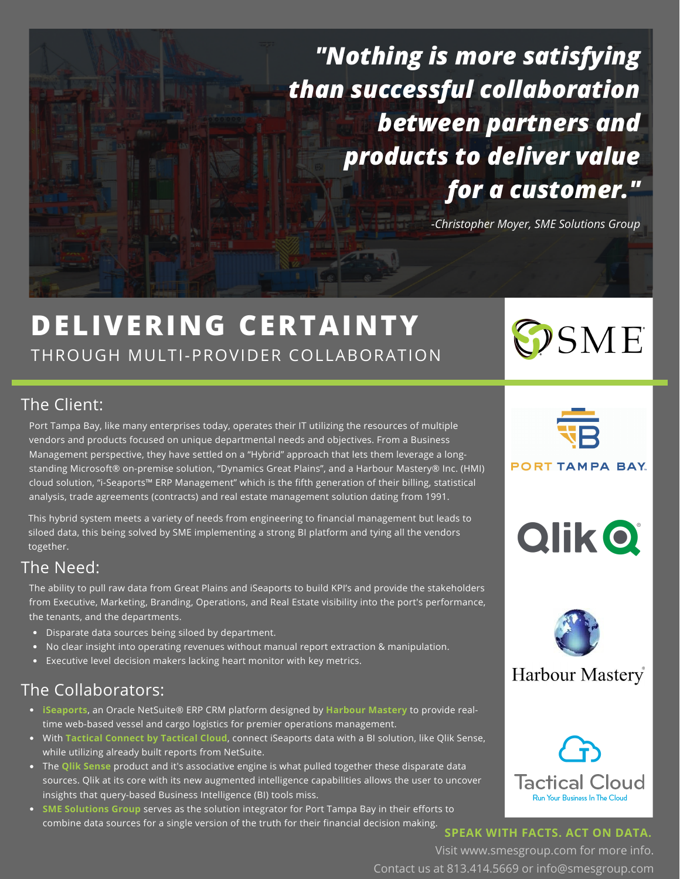*"Nothing is more satisfying than successful collaboration between partners and products to deliver value for a customer."*

*-Christopher Moyer, SME Solutions Group*

# DELIVERING CERTAINTY

## THROUGH MULTI-PROVIDER COLLABORATION

## The Client:

Port Tampa Bay, like many enterprises today, operates their IT utilizing the resources of multiple vendors and products focused on unique departmental needs and objectives. From a Business Management perspective, they have settled on a "Hybrid" approach that lets them leverage a long-standing Microsoft® on-premise solution, "Dynamics Great Plains", and a Harbour Mastery® Inc. (HMI) cloud solution, "i-Seaports™ ERP Management" which is the fifth generation of their billing, statistical analysis, trade agreements (contracts) and real estate management solution dating from 1991.

This hybrid system meets a variety of needs from engineering to financial management but leads to siloed data, this being solved by SME implementing a strong BI platform and tying all the vendors together.

## The Need:

The ability to pull raw data from Great Plains and iSeaports to build KPI's and provide the stakeholders from Executive, Marketing, Branding, Operations, and Real Estate visibility into the port's performance, the tenants, and the departments.

- Disparate data sources being siloed by department.
- No clear insight into operating revenues without manual report extraction & manipulation.
- Executive level decision makers lacking heart monitor with key metrics.

## The Collaborators:

- **iSeaports**, an Oracle NetSuite® ERP CRM platform designed by **Harbour Mastery** to provide real-time web-based vessel and cargo logistics for premier operations management.
- With **Tactical Connect by Tactical Cloud**, connect iSeaports data with a BI solution, like Qlik Sense, while utilizing already built reports from NetSuite.
- The **Qlik Sense** product and it's associative engine is what pulled together these disparate data sources. Qlik at its core with its new augmented intelligence capabilities allows the user to uncover insights that query-based Business Intelligence (BI) tools miss.
- **SME Solutions Group** serves as the solution integrator for Port Tampa Bay in their efforts to combine data sources for a single version of the truth for their financial decision making.

SME

PORT TAMPA BAY

Qlik

Harbour Mastery

Tactical Cloud
Run Your Business In The Cloud

**SPEAK WITH FACTS. ACT ON DATA.**

Visit www.smesgroup.com for more info.

Contact us at 813.414.5669 or info@smesgroup.com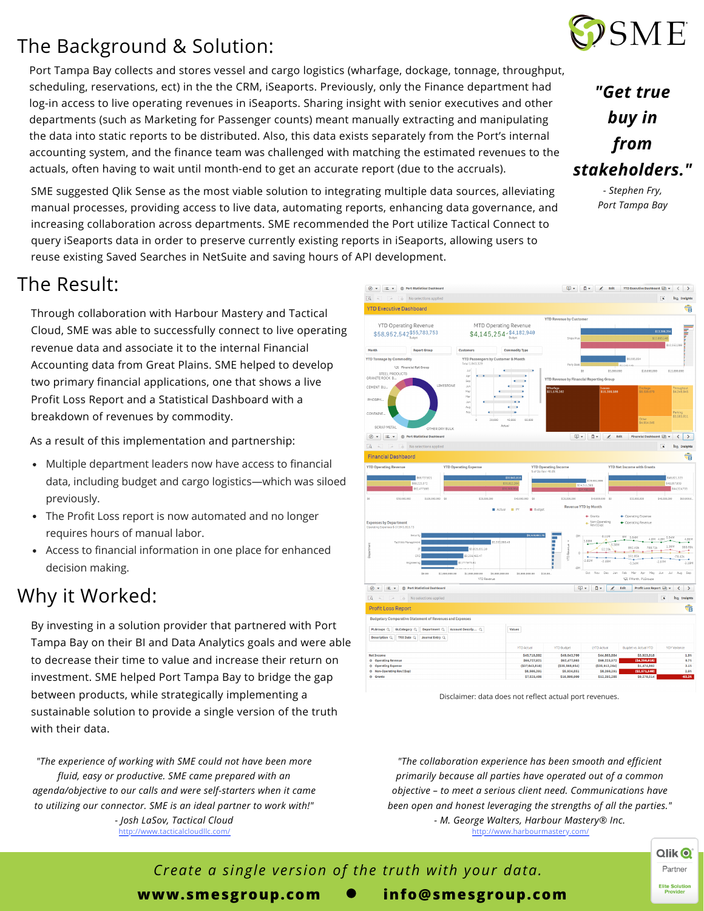# The Background & Solution:

Port Tampa Bay collects and stores vessel and cargo logistics (wharfage, dockage, tonnage, throughput, scheduling, reservations, ect) in the the CRM, iSeaports. Previously, only the Finance department had log-in access to live operating revenues in iSeaports. Sharing insight with senior executives and other departments (such as Marketing for Passenger counts) meant manually extracting and manipulating the data into static reports to be distributed. Also, this data exists separately from the Port's internal accounting system, and the finance team was challenged with matching the estimated revenues to the actuals, often having to wait until month-end to get an accurate report (due to the accruals).

SME suggested Qlik Sense as the most viable solution to integrating multiple data sources, alleviating manual processes, providing access to live data, automating reports, enhancing data governance, and increasing collaboration across departments. SME recommended the Port utilize Tactical Connect to query iSeaports data in order to preserve currently existing reports in iSeaports, allowing users to reuse existing Saved Searches in NetSuite and saving hours of API development.

***"Get true buy in from stakeholders."***

*- Stephen Fry, Port Tampa Bay*

# The Result:

Through collaboration with Harbour Mastery and Tactical Cloud, SME was able to successfully connect to live operating revenue data and associate it to the internal Financial Accounting data from Great Plains. SME helped to develop two primary financial applications, one that shows a live Profit Loss Report and a Statistical Dashboard with a breakdown of revenues by commodity.

As a result of this implementation and partnership:

- Multiple department leaders now have access to financial data, including budget and cargo logistics—which was siloed previously.
- The Profit Loss report is now automated and no longer requires hours of manual labor.
- Access to financial information in one place for enhanced decision making.

Disclaimer: data does not reflect actual port revenues.

# Why it Worked:

By investing in a solution provider that partnered with Port Tampa Bay on their BI and Data Analytics goals and were able to decrease their time to value and increase their return on investment. SME helped Port Tampa Bay to bridge the gap between products, while strategically implementing a sustainable solution to provide a single version of the truth with their data.

*"The experience of working with SME could not have been more fluid, easy or productive. SME came prepared with an agenda/objective to our calls and were self-starters when it came to utilizing our connector. SME is an ideal partner to work with!"*
*- Josh LaSov, Tactical Cloud*
http://www.tacticalcloudllc.com/

*"The collaboration experience has been smooth and efficient primarily because all parties have operated out of a common objective – to meet a serious client need. Communications have been open and honest leveraging the strengths of all the parties."*
*- M. George Walters, Harbour Mastery® Inc.*
http://www.harbourmastery.com/

*Create a single version of the truth with your data.*

**www.smesgroup.com • info@smesgroup.com**